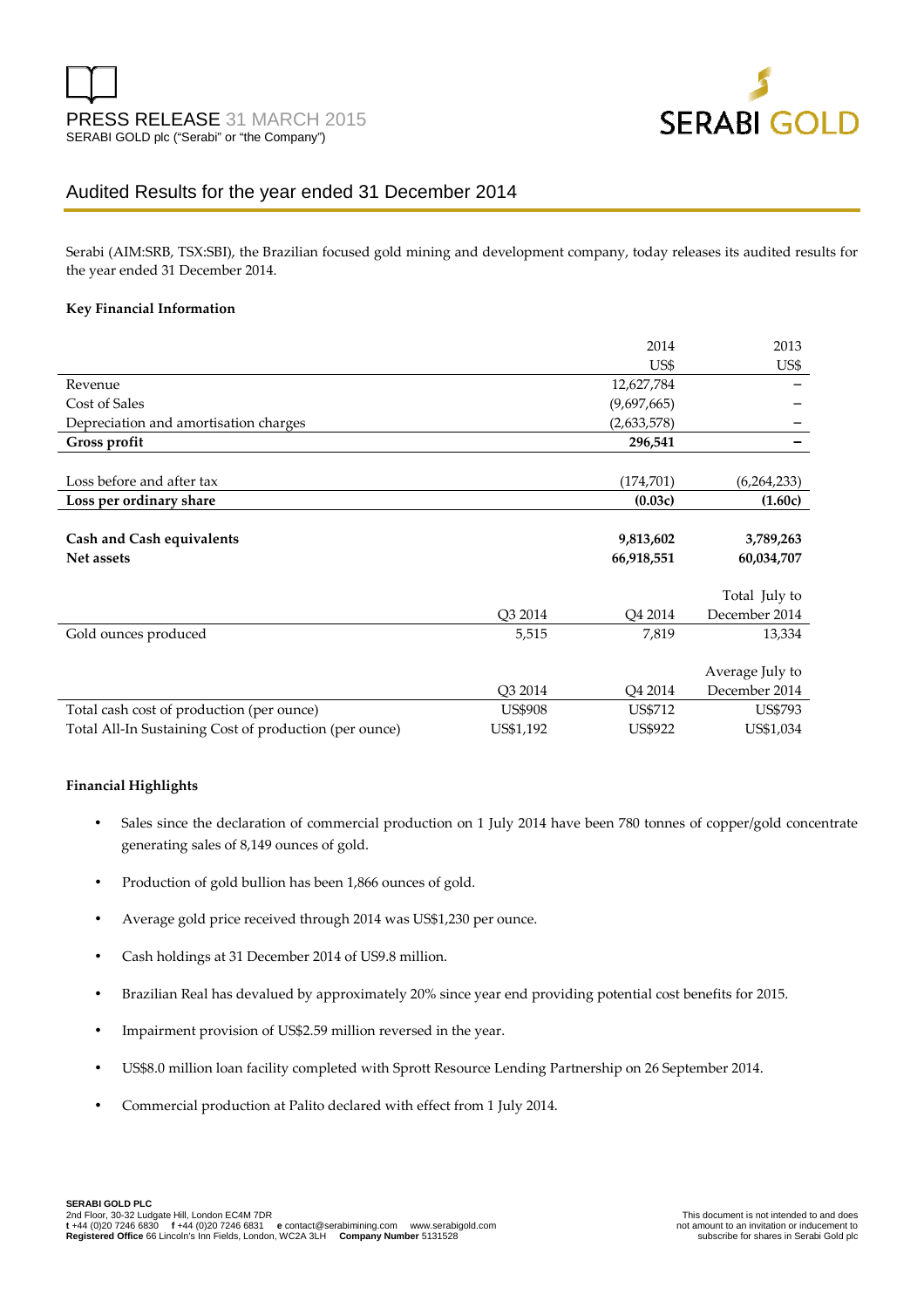PRESS RELEASE 31 MARCH 2015

SERABI GOLD plc ("Serabi" or "the Company")

# Audited Results for the year ended 31 December 2014

Serabi (AIM:SRB, TSX:SBI), the Brazilian focused gold mining and development company, today releases its audited results for the year ended 31 December 2014.

**Key Financial Information**

| | | 2014 | 2013 |
|---|---|---|---|
| | | US$ | US$ |
| Revenue | | 12,627,784 | – |
| Cost of Sales | | (9,697,665) | – |
| Depreciation and amortisation charges | | (2,633,578) | – |
| **Gross profit** | | **296,541** | **–** |
| | | | |
| Loss before and after tax | | (174,701) | (6,264,233) |
| **Loss per ordinary share** | | **(0.03c)** | **(1.60c)** |
| | | | |
| **Cash and Cash equivalents** | | **9,813,602** | **3,789,263** |
| **Net assets** | | **66,918,551** | **60,034,707** |
| | | | |
| | Q3 2014 | Q4 2014 | Total July to December 2014 |
| Gold ounces produced | 5,515 | 7,819 | 13,334 |
| | | | |
| | Q3 2014 | Q4 2014 | Average July to December 2014 |
| Total cash cost of production (per ounce) | US$908 | US$712 | US$793 |
| Total All-In Sustaining Cost of production (per ounce) | US$1,192 | US$922 | US$1,034 |

**Financial Highlights**

- Sales since the declaration of commercial production on 1 July 2014 have been 780 tonnes of copper/gold concentrate generating sales of 8,149 ounces of gold.
- Production of gold bullion has been 1,866 ounces of gold.
- Average gold price received through 2014 was US$1,230 per ounce.
- Cash holdings at 31 December 2014 of US9.8 million.
- Brazilian Real has devalued by approximately 20% since year end providing potential cost benefits for 2015.
- Impairment provision of US$2.59 million reversed in the year.
- US$8.0 million loan facility completed with Sprott Resource Lending Partnership on 26 September 2014.
- Commercial production at Palito declared with effect from 1 July 2014.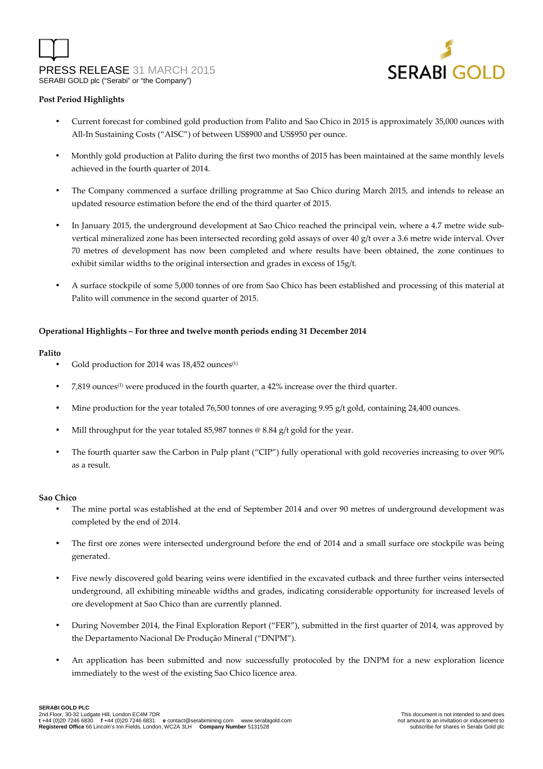**Post Period Highlights**

- Current forecast for combined gold production from Palito and Sao Chico in 2015 is approximately 35,000 ounces with All-In Sustaining Costs ("AISC") of between US$900 and US$950 per ounce.

- Monthly gold production at Palito during the first two months of 2015 has been maintained at the same monthly levels achieved in the fourth quarter of 2014.

- The Company commenced a surface drilling programme at Sao Chico during March 2015, and intends to release an updated resource estimation before the end of the third quarter of 2015.

- In January 2015, the underground development at Sao Chico reached the principal vein, where a 4.7 metre wide sub-vertical mineralized zone has been intersected recording gold assays of over 40 g/t over a 3.6 metre wide interval. Over 70 metres of development has now been completed and where results have been obtained, the zone continues to exhibit similar widths to the original intersection and grades in excess of 15g/t.

- A surface stockpile of some 5,000 tonnes of ore from Sao Chico has been established and processing of this material at Palito will commence in the second quarter of 2015.

**Operational Highlights – For three and twelve month periods ending 31 December 2014**

**Palito**

- Gold production for 2014 was 18,452 ounces[(1)]

- 7,819 ounces[(1)] were produced in the fourth quarter, a 42% increase over the third quarter.

- Mine production for the year totaled 76,500 tonnes of ore averaging 9.95 g/t gold, containing 24,400 ounces.

- Mill throughput for the year totaled 85,987 tonnes @ 8.84 g/t gold for the year.

- The fourth quarter saw the Carbon in Pulp plant ("CIP") fully operational with gold recoveries increasing to over 90% as a result.

**Sao Chico**

- The mine portal was established at the end of September 2014 and over 90 metres of underground development was completed by the end of 2014.

- The first ore zones were intersected underground before the end of 2014 and a small surface ore stockpile was being generated.

- Five newly discovered gold bearing veins were identified in the excavated cutback and three further veins intersected underground, all exhibiting mineable widths and grades, indicating considerable opportunity for increased levels of ore development at Sao Chico than are currently planned.

- During November 2014, the Final Exploration Report ("FER"), submitted in the first quarter of 2014, was approved by the Departamento Nacional De Produção Mineral ("DNPM").

- An application has been submitted and now successfully protocoled by the DNPM for a new exploration licence immediately to the west of the existing Sao Chico licence area.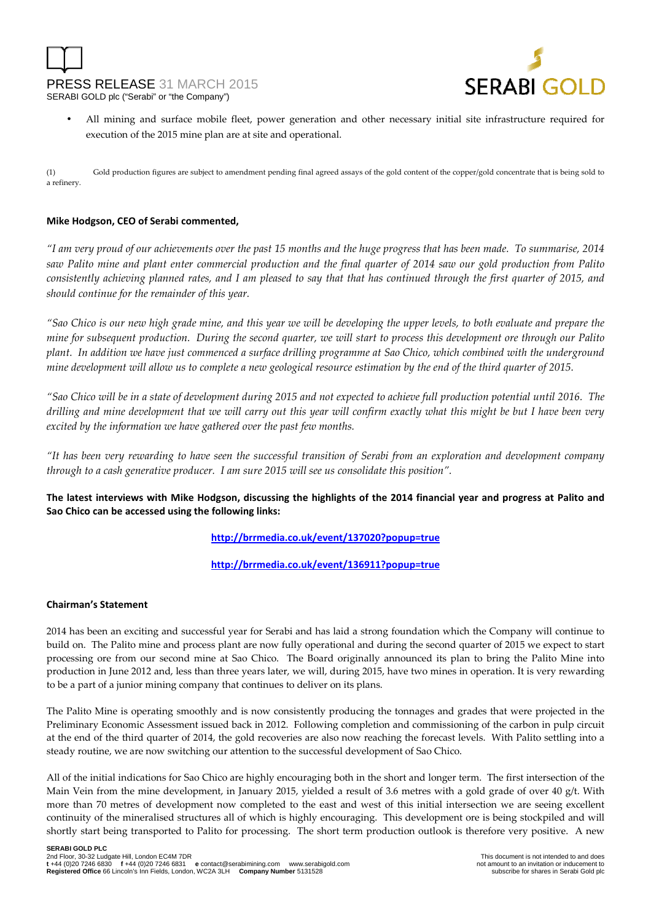- All mining and surface mobile fleet, power generation and other necessary initial site infrastructure required for execution of the 2015 mine plan are at site and operational.

(1) Gold production figures are subject to amendment pending final agreed assays of the gold content of the copper/gold concentrate that is being sold to a refinery.

**Mike Hodgson, CEO of Serabi commented,**

*"I am very proud of our achievements over the past 15 months and the huge progress that has been made. To summarise, 2014 saw Palito mine and plant enter commercial production and the final quarter of 2014 saw our gold production from Palito consistently achieving planned rates, and I am pleased to say that that has continued through the first quarter of 2015, and should continue for the remainder of this year.*

*"Sao Chico is our new high grade mine, and this year we will be developing the upper levels, to both evaluate and prepare the mine for subsequent production. During the second quarter, we will start to process this development ore through our Palito plant. In addition we have just commenced a surface drilling programme at Sao Chico, which combined with the underground mine development will allow us to complete a new geological resource estimation by the end of the third quarter of 2015.*

*"Sao Chico will be in a state of development during 2015 and not expected to achieve full production potential until 2016. The drilling and mine development that we will carry out this year will confirm exactly what this might be but I have been very excited by the information we have gathered over the past few months.*

*"It has been very rewarding to have seen the successful transition of Serabi from an exploration and development company through to a cash generative producer. I am sure 2015 will see us consolidate this position".*

**The latest interviews with Mike Hodgson, discussing the highlights of the 2014 financial year and progress at Palito and Sao Chico can be accessed using the following links:**

**http://brrmedia.co.uk/event/137020?popup=true**

**http://brrmedia.co.uk/event/136911?popup=true**

**Chairman's Statement**

2014 has been an exciting and successful year for Serabi and has laid a strong foundation which the Company will continue to build on. The Palito mine and process plant are now fully operational and during the second quarter of 2015 we expect to start processing ore from our second mine at Sao Chico. The Board originally announced its plan to bring the Palito Mine into production in June 2012 and, less than three years later, we will, during 2015, have two mines in operation. It is very rewarding to be a part of a junior mining company that continues to deliver on its plans.

The Palito Mine is operating smoothly and is now consistently producing the tonnages and grades that were projected in the Preliminary Economic Assessment issued back in 2012. Following completion and commissioning of the carbon in pulp circuit at the end of the third quarter of 2014, the gold recoveries are also now reaching the forecast levels. With Palito settling into a steady routine, we are now switching our attention to the successful development of Sao Chico.

All of the initial indications for Sao Chico are highly encouraging both in the short and longer term. The first intersection of the Main Vein from the mine development, in January 2015, yielded a result of 3.6 metres with a gold grade of over 40 g/t. With more than 70 metres of development now completed to the east and west of this initial intersection we are seeing excellent continuity of the mineralised structures all of which is highly encouraging. This development ore is being stockpiled and will shortly start being transported to Palito for processing. The short term production outlook is therefore very positive. A new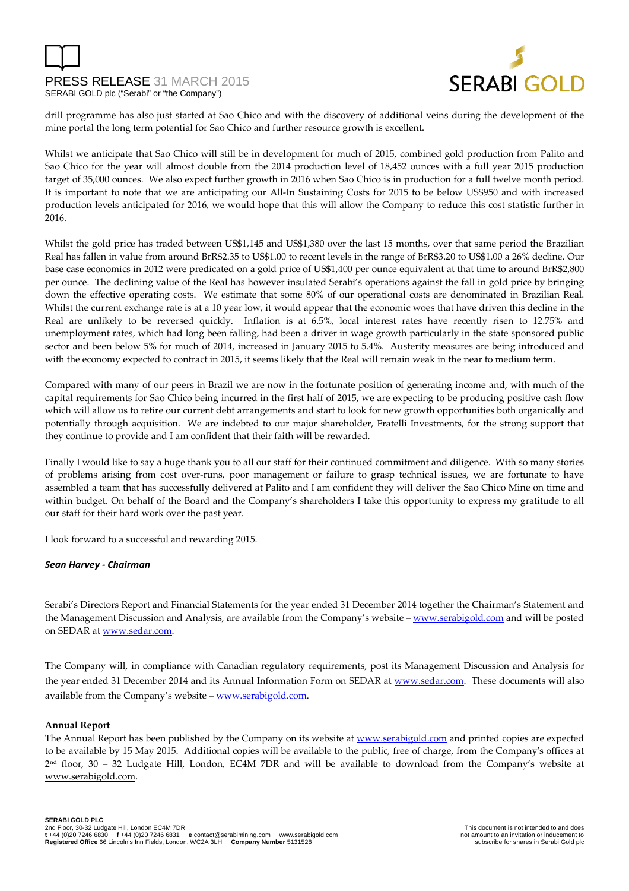drill programme has also just started at Sao Chico and with the discovery of additional veins during the development of the mine portal the long term potential for Sao Chico and further resource growth is excellent.

Whilst we anticipate that Sao Chico will still be in development for much of 2015, combined gold production from Palito and Sao Chico for the year will almost double from the 2014 production level of 18,452 ounces with a full year 2015 production target of 35,000 ounces. We also expect further growth in 2016 when Sao Chico is in production for a full twelve month period. It is important to note that we are anticipating our All-In Sustaining Costs for 2015 to be below US$950 and with increased production levels anticipated for 2016, we would hope that this will allow the Company to reduce this cost statistic further in 2016.

Whilst the gold price has traded between US$1,145 and US$1,380 over the last 15 months, over that same period the Brazilian Real has fallen in value from around BrR$2.35 to US$1.00 to recent levels in the range of BrR$3.20 to US$1.00 a 26% decline. Our base case economics in 2012 were predicated on a gold price of US$1,400 per ounce equivalent at that time to around BrR$2,800 per ounce. The declining value of the Real has however insulated Serabi's operations against the fall in gold price by bringing down the effective operating costs. We estimate that some 80% of our operational costs are denominated in Brazilian Real. Whilst the current exchange rate is at a 10 year low, it would appear that the economic woes that have driven this decline in the Real are unlikely to be reversed quickly. Inflation is at 6.5%, local interest rates have recently risen to 12.75% and unemployment rates, which had long been falling, had been a driver in wage growth particularly in the state sponsored public sector and been below 5% for much of 2014, increased in January 2015 to 5.4%. Austerity measures are being introduced and with the economy expected to contract in 2015, it seems likely that the Real will remain weak in the near to medium term.

Compared with many of our peers in Brazil we are now in the fortunate position of generating income and, with much of the capital requirements for Sao Chico being incurred in the first half of 2015, we are expecting to be producing positive cash flow which will allow us to retire our current debt arrangements and start to look for new growth opportunities both organically and potentially through acquisition. We are indebted to our major shareholder, Fratelli Investments, for the strong support that they continue to provide and I am confident that their faith will be rewarded.

Finally I would like to say a huge thank you to all our staff for their continued commitment and diligence. With so many stories of problems arising from cost over-runs, poor management or failure to grasp technical issues, we are fortunate to have assembled a team that has successfully delivered at Palito and I am confident they will deliver the Sao Chico Mine on time and within budget. On behalf of the Board and the Company's shareholders I take this opportunity to express my gratitude to all our staff for their hard work over the past year.

I look forward to a successful and rewarding 2015.

***Sean Harvey - Chairman***

Serabi's Directors Report and Financial Statements for the year ended 31 December 2014 together the Chairman's Statement and the Management Discussion and Analysis, are available from the Company's website – www.serabigold.com and will be posted on SEDAR at www.sedar.com.

The Company will, in compliance with Canadian regulatory requirements, post its Management Discussion and Analysis for the year ended 31 December 2014 and its Annual Information Form on SEDAR at www.sedar.com. These documents will also available from the Company's website – www.serabigold.com.

**Annual Report**

The Annual Report has been published by the Company on its website at www.serabigold.com and printed copies are expected to be available by 15 May 2015. Additional copies will be available to the public, free of charge, from the Company's offices at 2nd floor, 30 – 32 Ludgate Hill, London, EC4M 7DR and will be available to download from the Company's website at www.serabigold.com.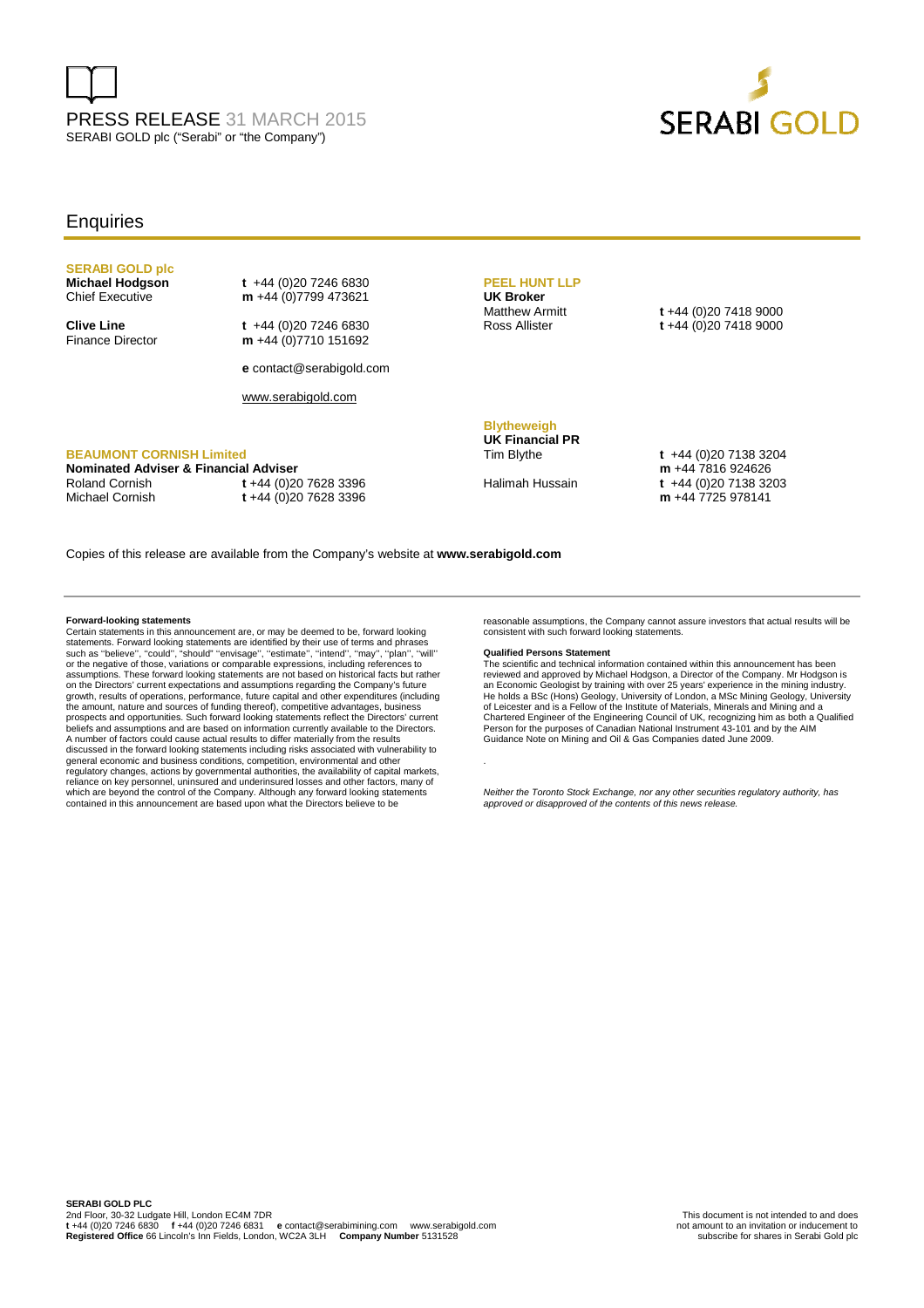PRESS RELEASE 31 MARCH 2015

SERABI GOLD plc ("Serabi" or "the Company")

## Enquiries

**SERABI GOLD plc**

**Michael Hodgson** — Chief Executive
**t** +44 (0)20 7246 6830
**m** +44 (0)7799 473621

**Clive Line** — Finance Director
**t** +44 (0)20 7246 6830
**m** +44 (0)7710 151692

**e** contact@serabigold.com

www.serabigold.com

**BEAUMONT CORNISH Limited**
**Nominated Adviser & Financial Adviser**

Roland Cornish — **t** +44 (0)20 7628 3396
Michael Cornish — **t** +44 (0)20 7628 3396

**PEEL HUNT LLP**
**UK Broker**

Matthew Armitt — **t** +44 (0)20 7418 9000
Ross Allister — **t** +44 (0)20 7418 9000

**Blytheweigh**
**UK Financial PR**

Tim Blythe — **t** +44 (0)20 7138 3204, **m** +44 7816 924626
Halimah Hussain — **t** +44 (0)20 7138 3203, **m** +44 7725 978141

Copies of this release are available from the Company's website at **www.serabigold.com**

**Forward-looking statements**

Certain statements in this announcement are, or may be deemed to be, forward looking statements. Forward looking statements are identified by their use of terms and phrases such as "believe", "could", "should" "envisage", "estimate", "intend", "may", "plan", "will" or the negative of those, variations or comparable expressions, including references to assumptions. These forward looking statements are not based on historical facts but rather on the Directors' current expectations and assumptions regarding the Company's future growth, results of operations, performance, future capital and other expenditures (including the amount, nature and sources of funding thereof), competitive advantages, business prospects and opportunities. Such forward looking statements reflect the Directors' current beliefs and assumptions and are based on information currently available to the Directors. A number of factors could cause actual results to differ materially from the results discussed in the forward looking statements including risks associated with vulnerability to general economic and business conditions, competition, environmental and other regulatory changes, actions by governmental authorities, the availability of capital markets, reliance on key personnel, uninsured and underinsured losses and other factors, many of which are beyond the control of the Company. Although any forward looking statements contained in this announcement are based upon what the Directors believe to be reasonable assumptions, the Company cannot assure investors that actual results will be consistent with such forward looking statements.

**Qualified Persons Statement**

The scientific and technical information contained within this announcement has been reviewed and approved by Michael Hodgson, a Director of the Company. Mr Hodgson is an Economic Geologist by training with over 25 years' experience in the mining industry. He holds a BSc (Hons) Geology, University of London, a MSc Mining Geology, University of Leicester and is a Fellow of the Institute of Materials, Minerals and Mining and a Chartered Engineer of the Engineering Council of UK, recognizing him as both a Qualified Person for the purposes of Canadian National Instrument 43-101 and by the AIM Guidance Note on Mining and Oil & Gas Companies dated June 2009.

*Neither the Toronto Stock Exchange, nor any other securities regulatory authority, has approved or disapproved of the contents of this news release.*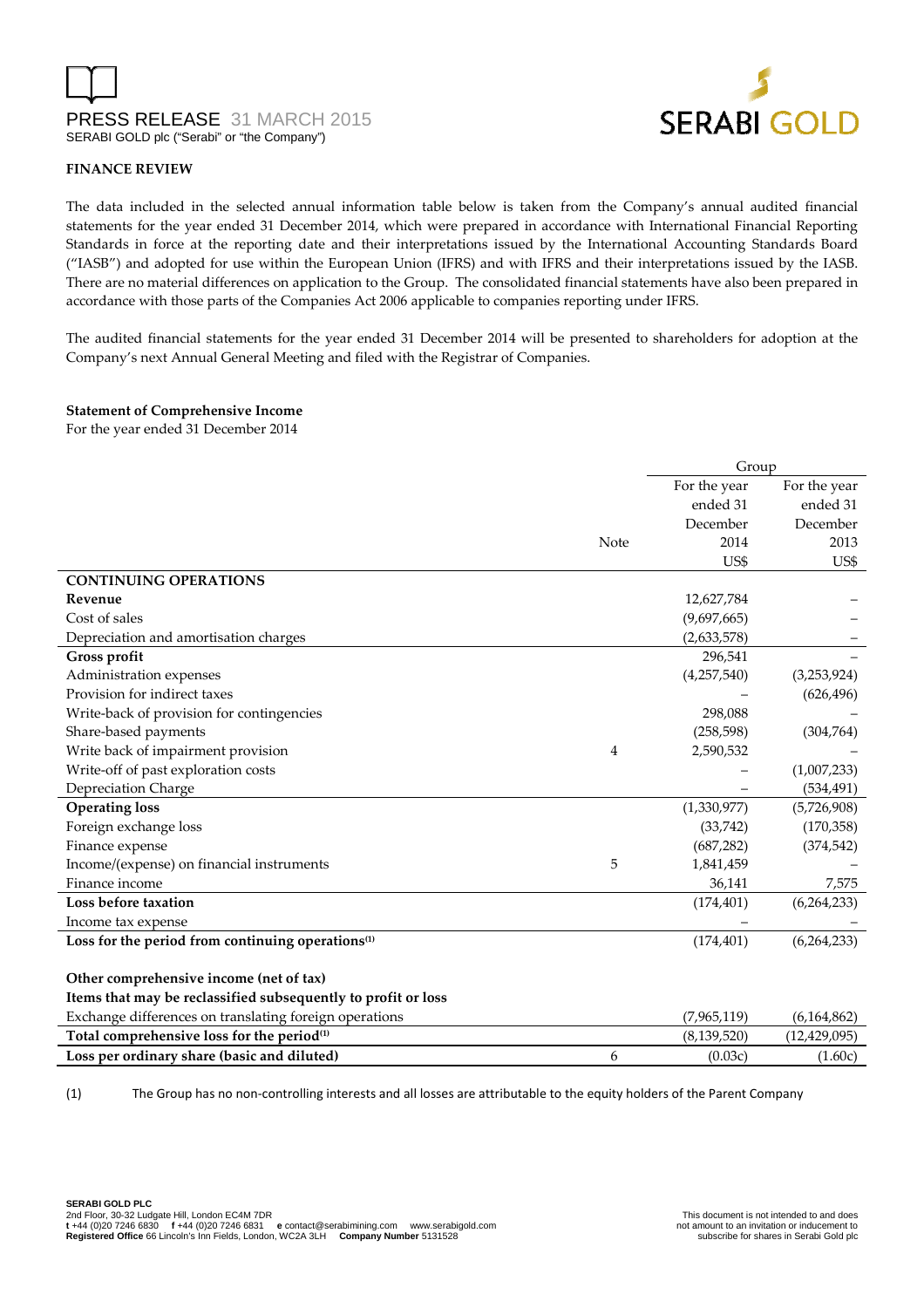## FINANCE REVIEW

The data included in the selected annual information table below is taken from the Company's annual audited financial statements for the year ended 31 December 2014, which were prepared in accordance with International Financial Reporting Standards in force at the reporting date and their interpretations issued by the International Accounting Standards Board ("IASB") and adopted for use within the European Union (IFRS) and with IFRS and their interpretations issued by the IASB. There are no material differences on application to the Group. The consolidated financial statements have also been prepared in accordance with those parts of the Companies Act 2006 applicable to companies reporting under IFRS.

The audited financial statements for the year ended 31 December 2014 will be presented to shareholders for adoption at the Company's next Annual General Meeting and filed with the Registrar of Companies.

**Statement of Comprehensive Income**
For the year ended 31 December 2014

| | Note | Group | |
|---|---|---|---|
| | | For the year ended 31 December 2014 US$ | For the year ended 31 December 2013 US$ |
| **CONTINUING OPERATIONS** | | | |
| **Revenue** | | 12,627,784 | – |
| Cost of sales | | (9,697,665) | – |
| Depreciation and amortisation charges | | (2,633,578) | – |
| **Gross profit** | | 296,541 | – |
| Administration expenses | | (4,257,540) | (3,253,924) |
| Provision for indirect taxes | | – | (626,496) |
| Write-back of provision for contingencies | | 298,088 | – |
| Share-based payments | | (258,598) | (304,764) |
| Write back of impairment provision | 4 | 2,590,532 | – |
| Write-off of past exploration costs | | – | (1,007,233) |
| Depreciation Charge | | – | (534,491) |
| **Operating loss** | | (1,330,977) | (5,726,908) |
| Foreign exchange loss | | (33,742) | (170,358) |
| Finance expense | | (687,282) | (374,542) |
| Income/(expense) on financial instruments | 5 | 1,841,459 | – |
| Finance income | | 36,141 | 7,575 |
| **Loss before taxation** | | (174,401) | (6,264,233) |
| Income tax expense | | – | – |
| **Loss for the period from continuing operations[(1)]** | | (174,401) | (6,264,233) |
| | | | |
| **Other comprehensive income (net of tax)** | | | |
| **Items that may be reclassified subsequently to profit or loss** | | | |
| Exchange differences on translating foreign operations | | (7,965,119) | (6,164,862) |
| **Total comprehensive loss for the period[(1)]** | | (8,139,520) | (12,429,095) |
| **Loss per ordinary share (basic and diluted)** | 6 | (0.03c) | (1.60c) |

(1) The Group has no non-controlling interests and all losses are attributable to the equity holders of the Parent Company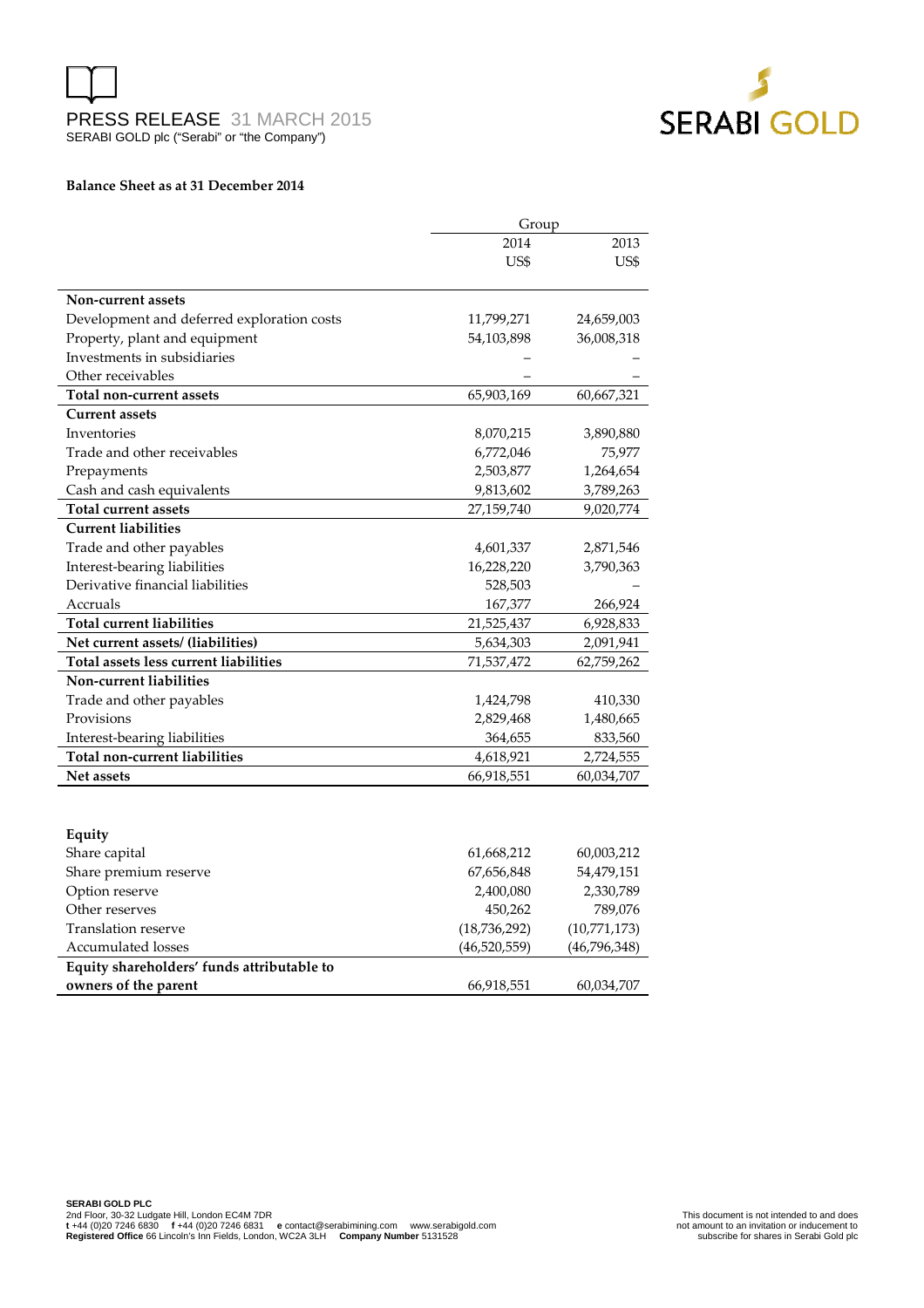PRESS RELEASE 31 MARCH 2015
SERABI GOLD plc ("Serabi" or "the Company")

**Balance Sheet as at 31 December 2014**

| | Group | |
|---|---|---|
| | 2014 | 2013 |
| | US$ | US$ |
| **Non-current assets** | | |
| Development and deferred exploration costs | 11,799,271 | 24,659,003 |
| Property, plant and equipment | 54,103,898 | 36,008,318 |
| Investments in subsidiaries | – | – |
| Other receivables | – | – |
| **Total non-current assets** | 65,903,169 | 60,667,321 |
| **Current assets** | | |
| Inventories | 8,070,215 | 3,890,880 |
| Trade and other receivables | 6,772,046 | 75,977 |
| Prepayments | 2,503,877 | 1,264,654 |
| Cash and cash equivalents | 9,813,602 | 3,789,263 |
| **Total current assets** | 27,159,740 | 9,020,774 |
| **Current liabilities** | | |
| Trade and other payables | 4,601,337 | 2,871,546 |
| Interest-bearing liabilities | 16,228,220 | 3,790,363 |
| Derivative financial liabilities | 528,503 | – |
| Accruals | 167,377 | 266,924 |
| **Total current liabilities** | 21,525,437 | 6,928,833 |
| **Net current assets/ (liabilities)** | 5,634,303 | 2,091,941 |
| **Total assets less current liabilities** | 71,537,472 | 62,759,262 |
| **Non-current liabilities** | | |
| Trade and other payables | 1,424,798 | 410,330 |
| Provisions | 2,829,468 | 1,480,665 |
| Interest-bearing liabilities | 364,655 | 833,560 |
| **Total non-current liabilities** | 4,618,921 | 2,724,555 |
| **Net assets** | 66,918,551 | 60,034,707 |
| | | |
| **Equity** | | |
| Share capital | 61,668,212 | 60,003,212 |
| Share premium reserve | 67,656,848 | 54,479,151 |
| Option reserve | 2,400,080 | 2,330,789 |
| Other reserves | 450,262 | 789,076 |
| Translation reserve | (18,736,292) | (10,771,173) |
| Accumulated losses | (46,520,559) | (46,796,348) |
| **Equity shareholders' funds attributable to owners of the parent** | 66,918,551 | 60,034,707 |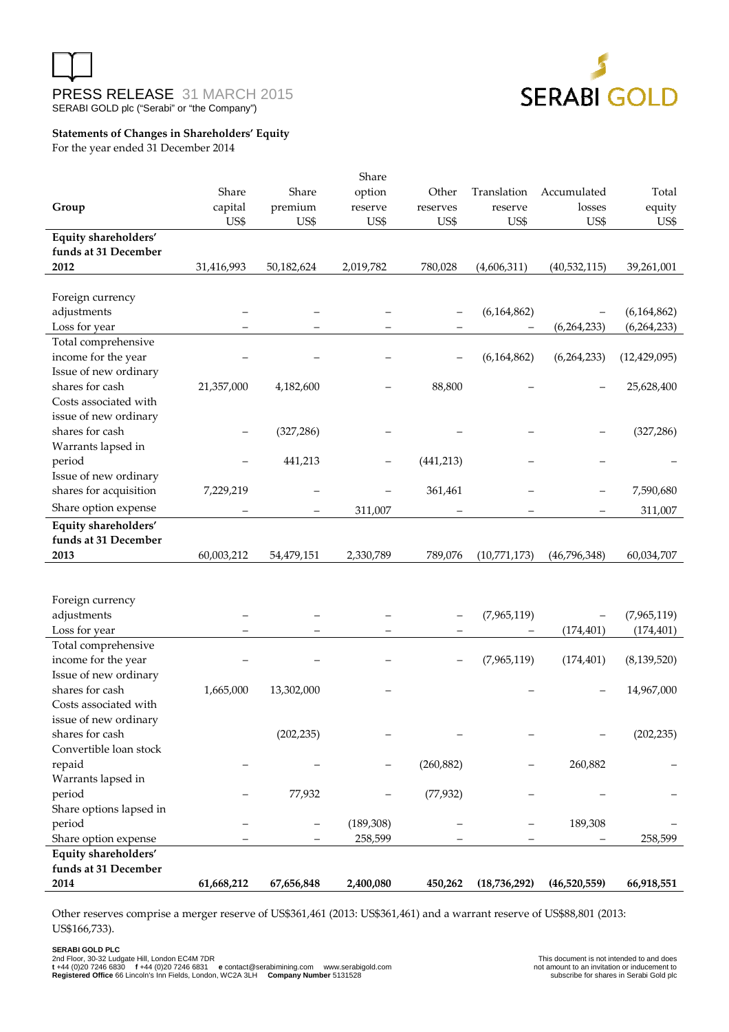## Statements of Changes in Shareholders' Equity

For the year ended 31 December 2014

| Group | Share capital US$ | Share premium US$ | Share option reserve US$ | Other reserves US$ | Translation reserve US$ | Accumulated losses US$ | Total equity US$ |
|---|---|---|---|---|---|---|---|
| **Equity shareholders' funds at 31 December 2012** | 31,416,993 | 50,182,624 | 2,019,782 | 780,028 | (4,606,311) | (40,532,115) | 39,261,001 |
| Foreign currency adjustments | – | – | – | – | (6,164,862) | – | (6,164,862) |
| Loss for year | – | – | – | – | – | (6,264,233) | (6,264,233) |
| Total comprehensive income for the year | – | – | – | – | (6,164,862) | (6,264,233) | (12,429,095) |
| Issue of new ordinary shares for cash | 21,357,000 | 4,182,600 | – | 88,800 | – | – | 25,628,400 |
| Costs associated with issue of new ordinary shares for cash | – | (327,286) | – | – | – | – | (327,286) |
| Warrants lapsed in period | – | 441,213 | – | (441,213) | – | – | – |
| Issue of new ordinary shares for acquisition | 7,229,219 | – | – | 361,461 | – | – | 7,590,680 |
| Share option expense | – | – | 311,007 | – | – | – | 311,007 |
| **Equity shareholders' funds at 31 December 2013** | 60,003,212 | 54,479,151 | 2,330,789 | 789,076 | (10,771,173) | (46,796,348) | 60,034,707 |
| Foreign currency adjustments | – | – | – | – | (7,965,119) | – | (7,965,119) |
| Loss for year | – | – | – | – | – | (174,401) | (174,401) |
| Total comprehensive income for the year | – | – | – | – | (7,965,119) | (174,401) | (8,139,520) |
| Issue of new ordinary shares for cash | 1,665,000 | 13,302,000 | – | | – | – | 14,967,000 |
| Costs associated with issue of new ordinary shares for cash | | (202,235) | – | – | – | – | (202,235) |
| Convertible loan stock repaid | – | – | – | (260,882) | – | 260,882 | – |
| Warrants lapsed in period | – | 77,932 | – | (77,932) | – | – | – |
| Share options lapsed in period | – | – | (189,308) | – | – | 189,308 | – |
| Share option expense | – | – | 258,599 | – | – | – | 258,599 |
| **Equity shareholders' funds at 31 December 2014** | **61,668,212** | **67,656,848** | **2,400,080** | **450,262** | **(18,736,292)** | **(46,520,559)** | **66,918,551** |

Other reserves comprise a merger reserve of US$361,461 (2013: US$361,461) and a warrant reserve of US$88,801 (2013: US$166,733).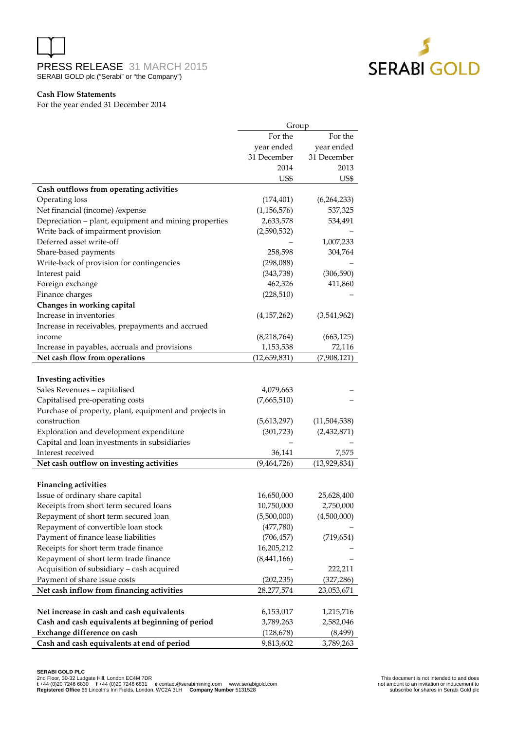PRESS RELEASE 31 MARCH 2015
SERABI GOLD plc ("Serabi" or "the Company")

**Cash Flow Statements**
For the year ended 31 December 2014

| | Group | |
|---|---|---|
| | For the year ended 31 December 2014 US$ | For the year ended 31 December 2013 US$ |
| **Cash outflows from operating activities** | | |
| Operating loss | (174,401) | (6,264,233) |
| Net financial (income) /expense | (1,156,576) | 537,325 |
| Depreciation – plant, equipment and mining properties | 2,633,578 | 534,491 |
| Write back of impairment provision | (2,590,532) | – |
| Deferred asset write-off | – | 1,007,233 |
| Share-based payments | 258,598 | 304,764 |
| Write-back of provision for contingencies | (298,088) | – |
| Interest paid | (343,738) | (306,590) |
| Foreign exchange | 462,326 | 411,860 |
| Finance charges | (228,510) | – |
| **Changes in working capital** | | |
| Increase in inventories | (4,157,262) | (3,541,962) |
| Increase in receivables, prepayments and accrued income | (8,218,764) | (663,125) |
| Increase in payables, accruals and provisions | 1,153,538 | 72,116 |
| **Net cash flow from operations** | (12,659,831) | (7,908,121) |
| | | |
| **Investing activities** | | |
| Sales Revenues – capitalised | 4,079,663 | – |
| Capitalised pre-operating costs | (7,665,510) | – |
| Purchase of property, plant, equipment and projects in construction | (5,613,297) | (11,504,538) |
| Exploration and development expenditure | (301,723) | (2,432,871) |
| Capital and loan investments in subsidiaries | – | – |
| Interest received | 36,141 | 7,575 |
| **Net cash outflow on investing activities** | (9,464,726) | (13,929,834) |
| | | |
| **Financing activities** | | |
| Issue of ordinary share capital | 16,650,000 | 25,628,400 |
| Receipts from short term secured loans | 10,750,000 | 2,750,000 |
| Repayment of short term secured loan | (5,500,000) | (4,500,000) |
| Repayment of convertible loan stock | (477,780) | – |
| Payment of finance lease liabilities | (706,457) | (719,654) |
| Receipts for short term trade finance | 16,205,212 | – |
| Repayment of short term trade finance | (8,441,166) | – |
| Acquisition of subsidiary – cash acquired | – | 222,211 |
| Payment of share issue costs | (202,235) | (327,286) |
| **Net cash inflow from financing activities** | 28,277,574 | 23,053,671 |
| | | |
| **Net increase in cash and cash equivalents** | 6,153,017 | 1,215,716 |
| **Cash and cash equivalents at beginning of period** | 3,789,263 | 2,582,046 |
| **Exchange difference on cash** | (128,678) | (8,499) |
| **Cash and cash equivalents at end of period** | 9,813,602 | 3,789,263 |

**SERABI GOLD PLC**
2nd Floor, 30-32 Ludgate Hill, London EC4M 7DR
**t** +44 (0)20 7246 6830 **f** +44 (0)20 7246 6831 **e** contact@serabimining.com www.serabigold.com
**Registered Office** 66 Lincoln's Inn Fields, London, WC2A 3LH **Company Number** 5131528

This document is not intended to and does not amount to an invitation or inducement to subscribe for shares in Serabi Gold plc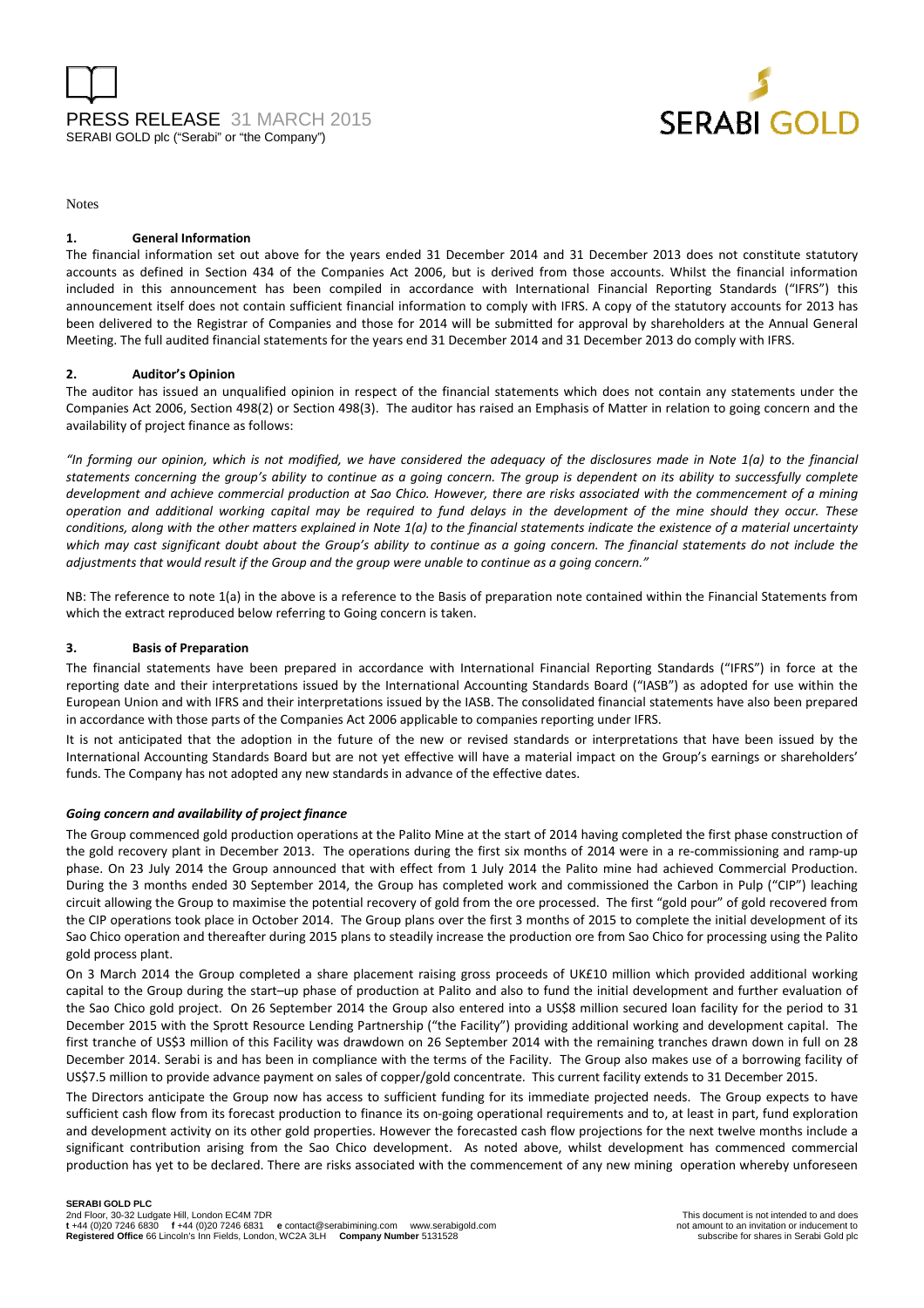Notes

### 1. General Information

The financial information set out above for the years ended 31 December 2014 and 31 December 2013 does not constitute statutory accounts as defined in Section 434 of the Companies Act 2006, but is derived from those accounts. Whilst the financial information included in this announcement has been compiled in accordance with International Financial Reporting Standards ("IFRS") this announcement itself does not contain sufficient financial information to comply with IFRS. A copy of the statutory accounts for 2013 has been delivered to the Registrar of Companies and those for 2014 will be submitted for approval by shareholders at the Annual General Meeting. The full audited financial statements for the years end 31 December 2014 and 31 December 2013 do comply with IFRS.

### 2. Auditor's Opinion

The auditor has issued an unqualified opinion in respect of the financial statements which does not contain any statements under the Companies Act 2006, Section 498(2) or Section 498(3). The auditor has raised an Emphasis of Matter in relation to going concern and the availability of project finance as follows:

*"In forming our opinion, which is not modified, we have considered the adequacy of the disclosures made in Note 1(a) to the financial statements concerning the group's ability to continue as a going concern. The group is dependent on its ability to successfully complete development and achieve commercial production at Sao Chico. However, there are risks associated with the commencement of a mining operation and additional working capital may be required to fund delays in the development of the mine should they occur. These conditions, along with the other matters explained in Note 1(a) to the financial statements indicate the existence of a material uncertainty which may cast significant doubt about the Group's ability to continue as a going concern. The financial statements do not include the adjustments that would result if the Group and the group were unable to continue as a going concern."*

NB: The reference to note 1(a) in the above is a reference to the Basis of preparation note contained within the Financial Statements from which the extract reproduced below referring to Going concern is taken.

### 3. Basis of Preparation

The financial statements have been prepared in accordance with International Financial Reporting Standards ("IFRS") in force at the reporting date and their interpretations issued by the International Accounting Standards Board ("IASB") as adopted for use within the European Union and with IFRS and their interpretations issued by the IASB. The consolidated financial statements have also been prepared in accordance with those parts of the Companies Act 2006 applicable to companies reporting under IFRS.

It is not anticipated that the adoption in the future of the new or revised standards or interpretations that have been issued by the International Accounting Standards Board but are not yet effective will have a material impact on the Group's earnings or shareholders' funds. The Company has not adopted any new standards in advance of the effective dates.

#### *Going concern and availability of project finance*

The Group commenced gold production operations at the Palito Mine at the start of 2014 having completed the first phase construction of the gold recovery plant in December 2013. The operations during the first six months of 2014 were in a re-commissioning and ramp-up phase. On 23 July 2014 the Group announced that with effect from 1 July 2014 the Palito mine had achieved Commercial Production. During the 3 months ended 30 September 2014, the Group has completed work and commissioned the Carbon in Pulp ("CIP") leaching circuit allowing the Group to maximise the potential recovery of gold from the ore processed. The first "gold pour" of gold recovered from the CIP operations took place in October 2014. The Group plans over the first 3 months of 2015 to complete the initial development of its Sao Chico operation and thereafter during 2015 plans to steadily increase the production ore from Sao Chico for processing using the Palito gold process plant.

On 3 March 2014 the Group completed a share placement raising gross proceeds of UK£10 million which provided additional working capital to the Group during the start–up phase of production at Palito and also to fund the initial development and further evaluation of the Sao Chico gold project. On 26 September 2014 the Group also entered into a US$8 million secured loan facility for the period to 31 December 2015 with the Sprott Resource Lending Partnership ("the Facility") providing additional working and development capital. The first tranche of US$3 million of this Facility was drawdown on 26 September 2014 with the remaining tranches drawn down in full on 28 December 2014. Serabi is and has been in compliance with the terms of the Facility. The Group also makes use of a borrowing facility of US$7.5 million to provide advance payment on sales of copper/gold concentrate. This current facility extends to 31 December 2015.

The Directors anticipate the Group now has access to sufficient funding for its immediate projected needs. The Group expects to have sufficient cash flow from its forecast production to finance its on-going operational requirements and to, at least in part, fund exploration and development activity on its other gold properties. However the forecasted cash flow projections for the next twelve months include a significant contribution arising from the Sao Chico development. As noted above, whilst development has commenced commercial production has yet to be declared. There are risks associated with the commencement of any new mining operation whereby unforeseen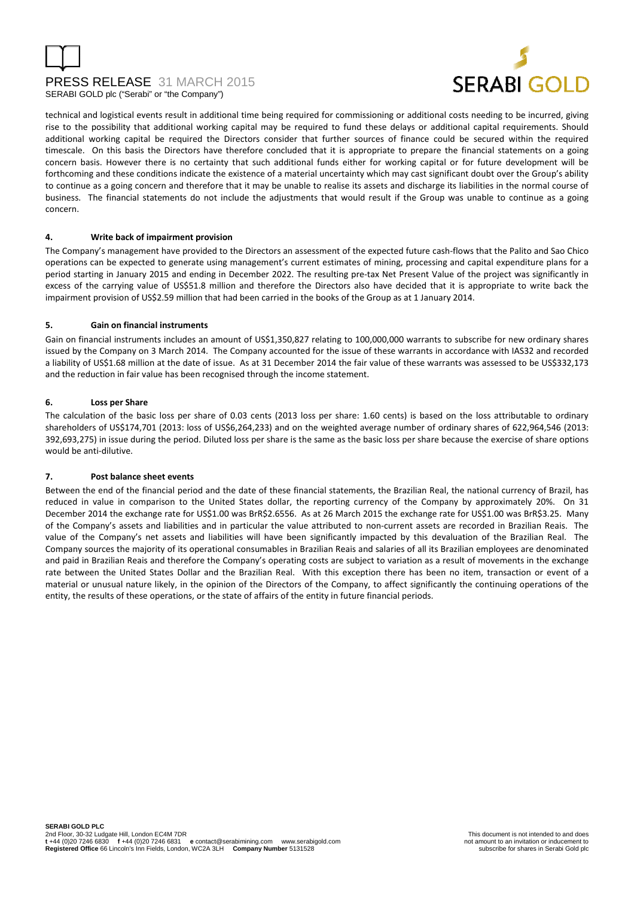technical and logistical events result in additional time being required for commissioning or additional costs needing to be incurred, giving rise to the possibility that additional working capital may be required to fund these delays or additional capital requirements. Should additional working capital be required the Directors consider that further sources of finance could be secured within the required timescale. On this basis the Directors have therefore concluded that it is appropriate to prepare the financial statements on a going concern basis. However there is no certainty that such additional funds either for working capital or for future development will be forthcoming and these conditions indicate the existence of a material uncertainty which may cast significant doubt over the Group's ability to continue as a going concern and therefore that it may be unable to realise its assets and discharge its liabilities in the normal course of business. The financial statements do not include the adjustments that would result if the Group was unable to continue as a going concern.

**4. Write back of impairment provision**

The Company's management have provided to the Directors an assessment of the expected future cash-flows that the Palito and Sao Chico operations can be expected to generate using management's current estimates of mining, processing and capital expenditure plans for a period starting in January 2015 and ending in December 2022. The resulting pre-tax Net Present Value of the project was significantly in excess of the carrying value of US$51.8 million and therefore the Directors also have decided that it is appropriate to write back the impairment provision of US$2.59 million that had been carried in the books of the Group as at 1 January 2014.

**5. Gain on financial instruments**

Gain on financial instruments includes an amount of US$1,350,827 relating to 100,000,000 warrants to subscribe for new ordinary shares issued by the Company on 3 March 2014. The Company accounted for the issue of these warrants in accordance with IAS32 and recorded a liability of US$1.68 million at the date of issue. As at 31 December 2014 the fair value of these warrants was assessed to be US$332,173 and the reduction in fair value has been recognised through the income statement.

**6. Loss per Share**

The calculation of the basic loss per share of 0.03 cents (2013 loss per share: 1.60 cents) is based on the loss attributable to ordinary shareholders of US$174,701 (2013: loss of US$6,264,233) and on the weighted average number of ordinary shares of 622,964,546 (2013: 392,693,275) in issue during the period. Diluted loss per share is the same as the basic loss per share because the exercise of share options would be anti-dilutive.

**7. Post balance sheet events**

Between the end of the financial period and the date of these financial statements, the Brazilian Real, the national currency of Brazil, has reduced in value in comparison to the United States dollar, the reporting currency of the Company by approximately 20%. On 31 December 2014 the exchange rate for US$1.00 was BrR$2.6556. As at 26 March 2015 the exchange rate for US$1.00 was BrR$3.25. Many of the Company's assets and liabilities and in particular the value attributed to non-current assets are recorded in Brazilian Reais. The value of the Company's net assets and liabilities will have been significantly impacted by this devaluation of the Brazilian Real. The Company sources the majority of its operational consumables in Brazilian Reais and salaries of all its Brazilian employees are denominated and paid in Brazilian Reais and therefore the Company's operating costs are subject to variation as a result of movements in the exchange rate between the United States Dollar and the Brazilian Real. With this exception there has been no item, transaction or event of a material or unusual nature likely, in the opinion of the Directors of the Company, to affect significantly the continuing operations of the entity, the results of these operations, or the state of affairs of the entity in future financial periods.